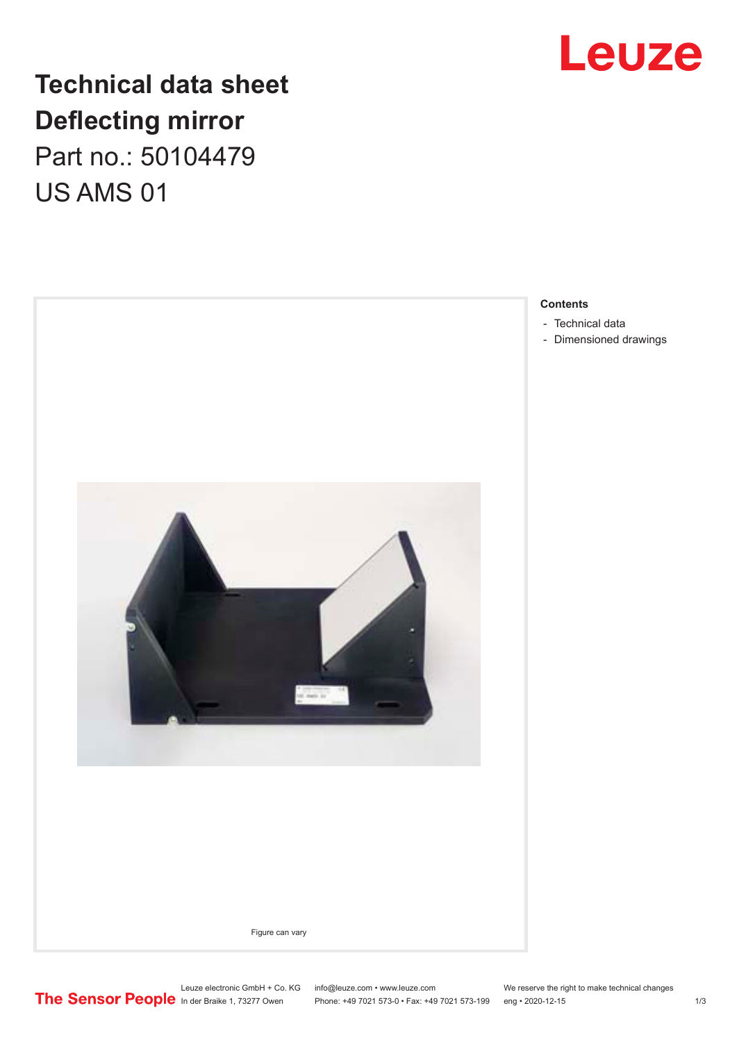Leuze

# Technical data sheet
# Deflecting mirror

Part no.: 50104479

US AMS 01

Figure can vary

**Contents**

- Technical data
- Dimensioned drawings

The Sensor People

Leuze electronic GmbH + Co. KG
In der Braike 1, 73277 Owen

info@leuze.com • www.leuze.com
Phone: +49 7021 573-0 • Fax: +49 7021 573-199

We reserve the right to make technical changes
eng • 2020-12-15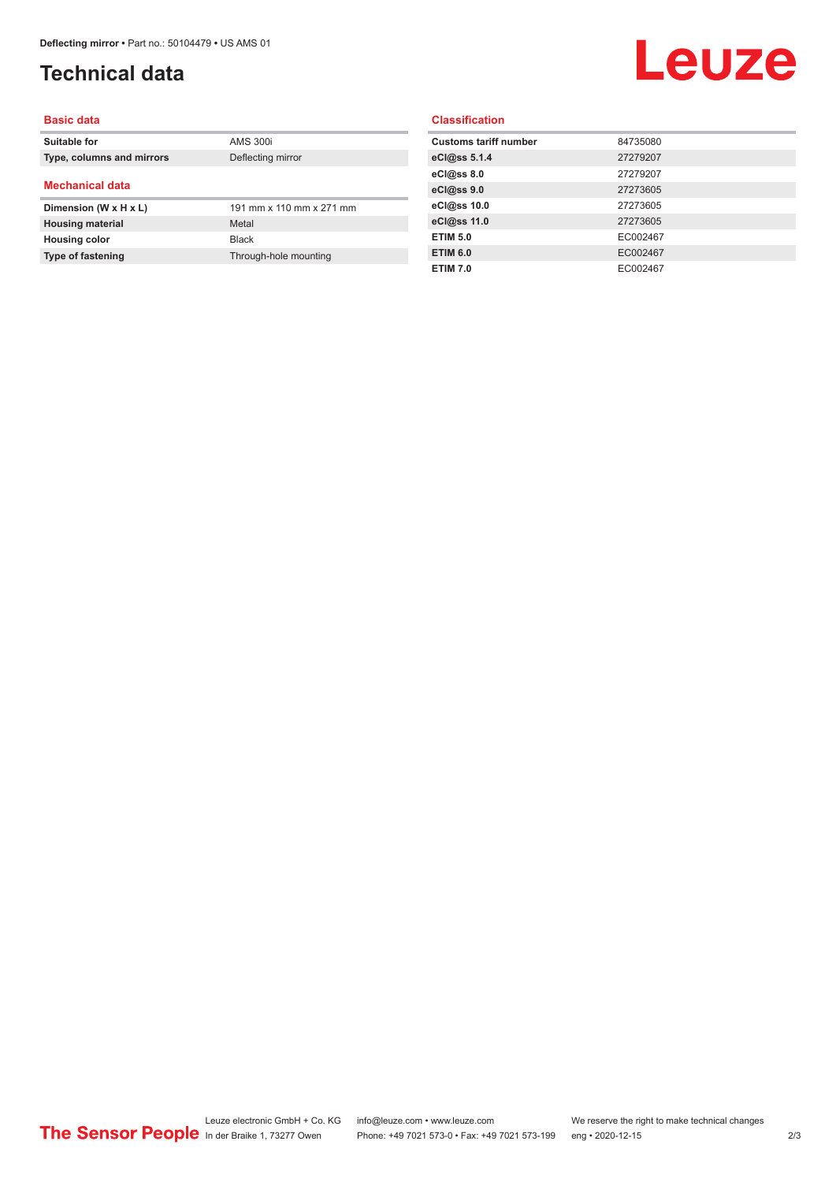# Technical data

## Basic data

| | |
|---|---|
| **Suitable for** | AMS 300i |
| **Type, columns and mirrors** | Deflecting mirror |

## Mechanical data

| | |
|---|---|
| **Dimension (W x H x L)** | 191 mm x 110 mm x 271 mm |
| **Housing material** | Metal |
| **Housing color** | Black |
| **Type of fastening** | Through-hole mounting |

## Classification

| | |
|---|---|
| **Customs tariff number** | 84735080 |
| **eCl@ss 5.1.4** | 27279207 |
| **eCl@ss 8.0** | 27279207 |
| **eCl@ss 9.0** | 27273605 |
| **eCl@ss 10.0** | 27273605 |
| **eCl@ss 11.0** | 27273605 |
| **ETIM 5.0** | EC002467 |
| **ETIM 6.0** | EC002467 |
| **ETIM 7.0** | EC002467 |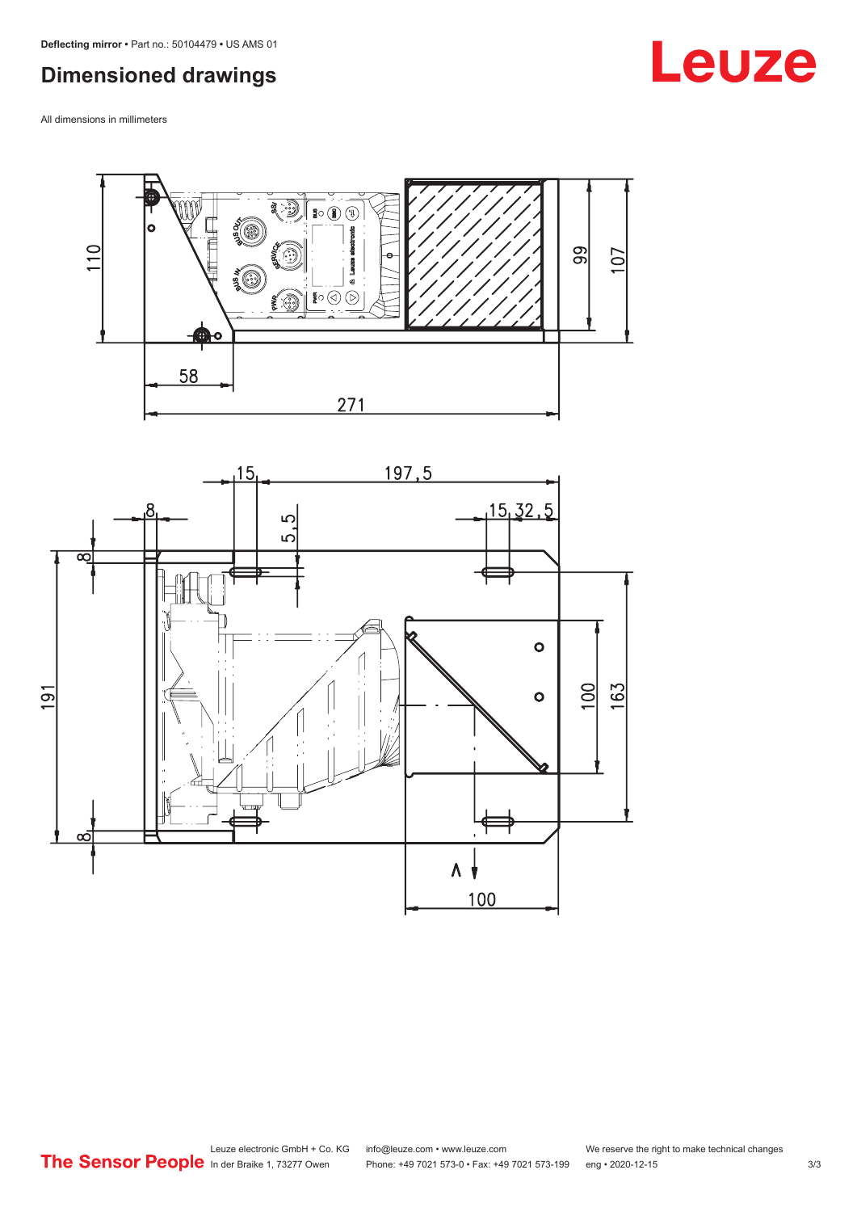# Dimensioned drawings

All dimensions in millimeters

110
58
271
99
107

15
197,5
8
5,5
15
32,5
8
191
8
100
163
100